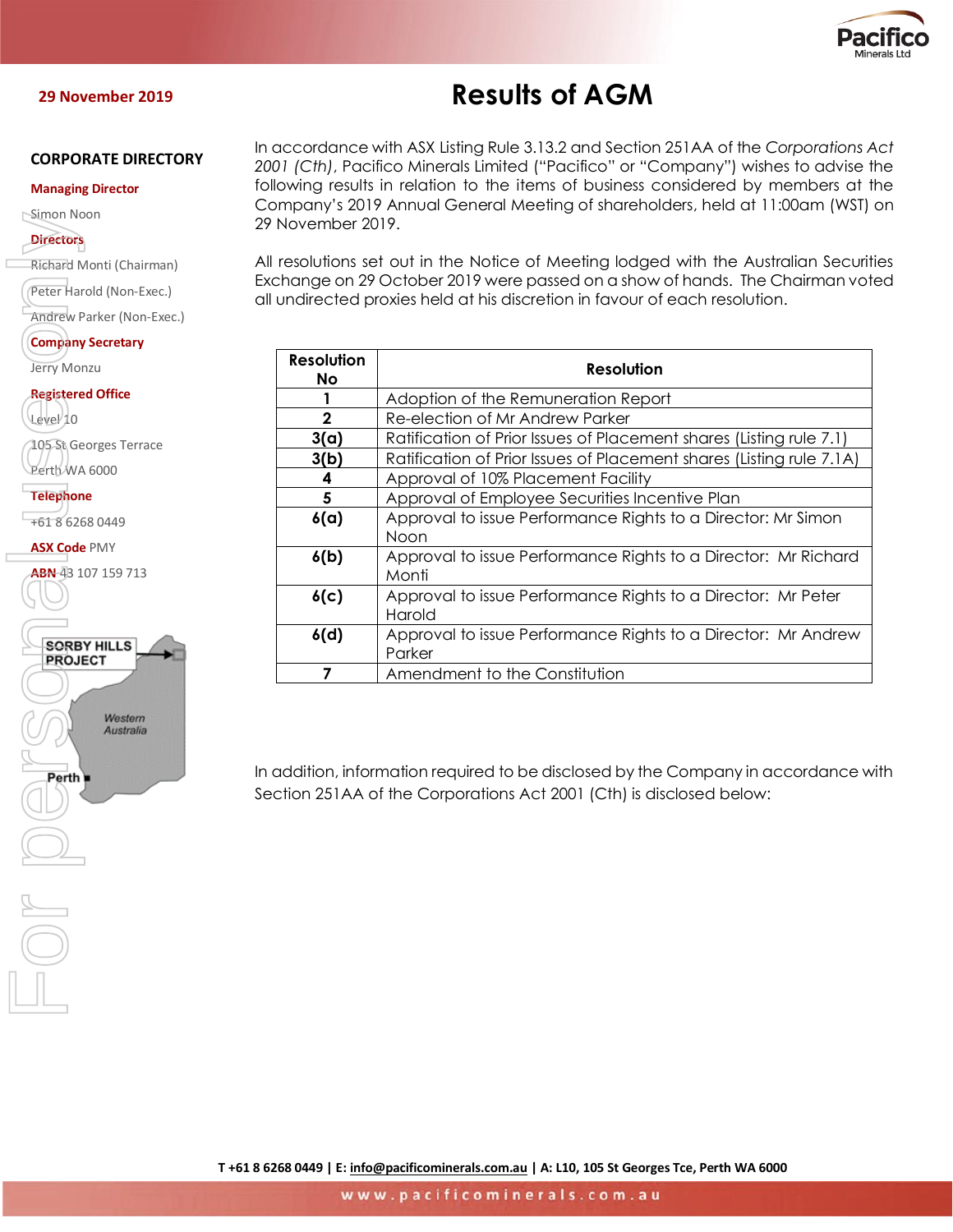29 November 2019

# Results of AGM

## CORPORATE DIRECTORY

**Managing Director**

Simon Noon

**Directors**

Richard Monti (Chairman)

Peter Harold (Non-Exec.)

Andrew Parker (Non-Exec.)

**Company Secretary**

Jerry Monzu

**Registered Office**

Level 10

105 St Georges Terrace

Perth WA 6000

**Telephone**

+61 8 6268 0449

**ASX Code** PMY

**ABN** 43 107 159 713

SORBY HILLS PROJECT

Western Australia

Perth

In accordance with ASX Listing Rule 3.13.2 and Section 251AA of the *Corporations Act 2001 (Cth)*, Pacifico Minerals Limited ("Pacifico" or "Company") wishes to advise the following results in relation to the items of business considered by members at the Company's 2019 Annual General Meeting of shareholders, held at 11:00am (WST) on 29 November 2019.

All resolutions set out in the Notice of Meeting lodged with the Australian Securities Exchange on 29 October 2019 were passed on a show of hands. The Chairman voted all undirected proxies held at his discretion in favour of each resolution.

| Resolution No | Resolution |
|---|---|
| 1 | Adoption of the Remuneration Report |
| 2 | Re-election of Mr Andrew Parker |
| 3(a) | Ratification of Prior Issues of Placement shares (Listing rule 7.1) |
| 3(b) | Ratification of Prior Issues of Placement shares (Listing rule 7.1A) |
| 4 | Approval of 10% Placement Facility |
| 5 | Approval of Employee Securities Incentive Plan |
| 6(a) | Approval to issue Performance Rights to a Director: Mr Simon Noon |
| 6(b) | Approval to issue Performance Rights to a Director: Mr Richard Monti |
| 6(c) | Approval to issue Performance Rights to a Director: Mr Peter Harold |
| 6(d) | Approval to issue Performance Rights to a Director: Mr Andrew Parker |
| 7 | Amendment to the Constitution |

In addition, information required to be disclosed by the Company in accordance with Section 251AA of the Corporations Act 2001 (Cth) is disclosed below:

T +61 8 6268 0449 | E: info@pacificominerals.com.au | A: L10, 105 St Georges Tce, Perth WA 6000

www.pacificominerals.com.au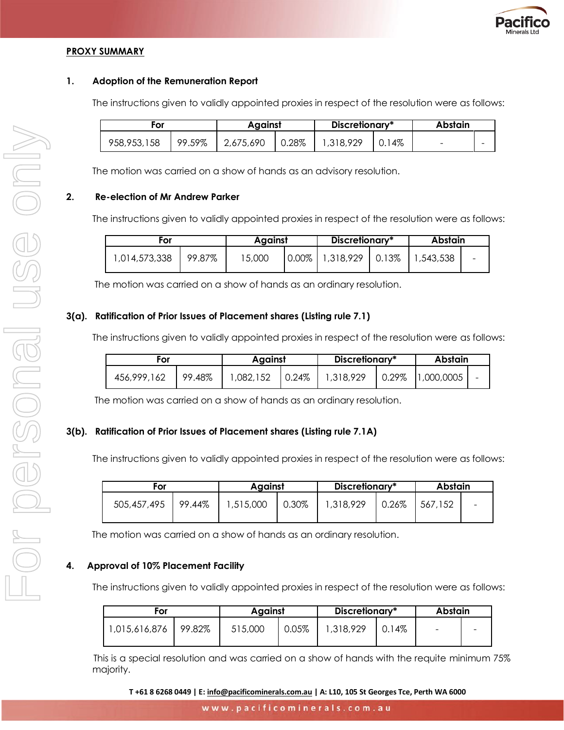**PROXY SUMMARY**

**1. Adoption of the Remuneration Report**

The instructions given to validly appointed proxies in respect of the resolution were as follows:

| For | | Against | | Discretionary* | | Abstain | |
|---|---|---|---|---|---|---|---|
| 958,953,158 | 99.59% | 2,675,690 | 0.28% | 1,318,929 | 0.14% | - | - |

The motion was carried on a show of hands as an advisory resolution.

**2. Re-election of Mr Andrew Parker**

The instructions given to validly appointed proxies in respect of the resolution were as follows:

| For | | Against | | Discretionary* | | Abstain | |
|---|---|---|---|---|---|---|---|
| 1,014,573,338 | 99.87% | 15,000 | 0.00% | 1,318,929 | 0.13% | 1,543,538 | - |

The motion was carried on a show of hands as an ordinary resolution.

**3(a). Ratification of Prior Issues of Placement shares (Listing rule 7.1)**

The instructions given to validly appointed proxies in respect of the resolution were as follows:

| For | | Against | | Discretionary* | | Abstain | |
|---|---|---|---|---|---|---|---|
| 456,999,162 | 99.48% | 1,082,152 | 0.24% | 1,318,929 | 0.29% | 1,000,0005 | - |

The motion was carried on a show of hands as an ordinary resolution.

**3(b). Ratification of Prior Issues of Placement shares (Listing rule 7.1A)**

The instructions given to validly appointed proxies in respect of the resolution were as follows:

| For | | Against | | Discretionary* | | Abstain | |
|---|---|---|---|---|---|---|---|
| 505,457,495 | 99.44% | 1,515,000 | 0.30% | 1,318,929 | 0.26% | 567,152 | - |

The motion was carried on a show of hands as an ordinary resolution.

**4. Approval of 10% Placement Facility**

The instructions given to validly appointed proxies in respect of the resolution were as follows:

| For | | Against | | Discretionary* | | Abstain | |
|---|---|---|---|---|---|---|---|
| 1,015,616,876 | 99.82% | 515,000 | 0.05% | 1,318,929 | 0.14% | - | - |

This is a special resolution and was carried on a show of hands with the requite minimum 75% majority.

T +61 8 6268 0449 | E: info@pacificominerals.com.au | A: L10, 105 St Georges Tce, Perth WA 6000

www.pacificominerals.com.au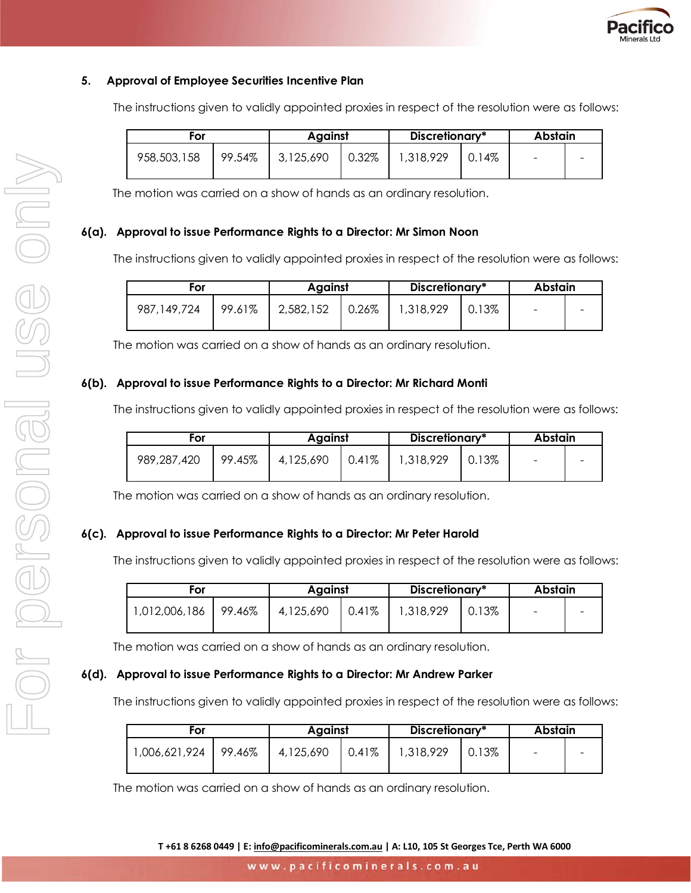### 5. Approval of Employee Securities Incentive Plan

The instructions given to validly appointed proxies in respect of the resolution were as follows:

| For | | Against | | Discretionary* | | Abstain | |
|---|---|---|---|---|---|---|---|
| 958,503,158 | 99.54% | 3,125,690 | 0.32% | 1,318,929 | 0.14% | - | - |

The motion was carried on a show of hands as an ordinary resolution.

### 6(a). Approval to issue Performance Rights to a Director: Mr Simon Noon

The instructions given to validly appointed proxies in respect of the resolution were as follows:

| For | | Against | | Discretionary* | | Abstain | |
|---|---|---|---|---|---|---|---|
| 987,149,724 | 99.61% | 2,582,152 | 0.26% | 1,318,929 | 0.13% | - | - |

The motion was carried on a show of hands as an ordinary resolution.

### 6(b). Approval to issue Performance Rights to a Director: Mr Richard Monti

The instructions given to validly appointed proxies in respect of the resolution were as follows:

| For | | Against | | Discretionary* | | Abstain | |
|---|---|---|---|---|---|---|---|
| 989,287,420 | 99.45% | 4,125,690 | 0.41% | 1,318,929 | 0.13% | - | - |

The motion was carried on a show of hands as an ordinary resolution.

### 6(c). Approval to issue Performance Rights to a Director: Mr Peter Harold

The instructions given to validly appointed proxies in respect of the resolution were as follows:

| For | | Against | | Discretionary* | | Abstain | |
|---|---|---|---|---|---|---|---|
| 1,012,006,186 | 99.46% | 4,125,690 | 0.41% | 1,318,929 | 0.13% | - | - |

The motion was carried on a show of hands as an ordinary resolution.

### 6(d). Approval to issue Performance Rights to a Director: Mr Andrew Parker

The instructions given to validly appointed proxies in respect of the resolution were as follows:

| For | | Against | | Discretionary* | | Abstain | |
|---|---|---|---|---|---|---|---|
| 1,006,621,924 | 99.46% | 4,125,690 | 0.41% | 1,318,929 | 0.13% | - | - |

The motion was carried on a show of hands as an ordinary resolution.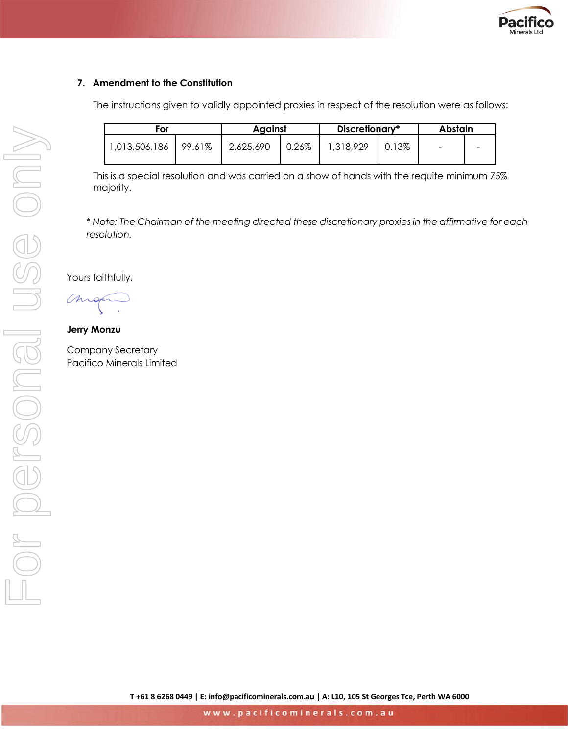### 7. Amendment to the Constitution

The instructions given to validly appointed proxies in respect of the resolution were as follows:

| For | | Against | | Discretionary* | | Abstain | |
|---|---|---|---|---|---|---|---|
| 1,013,506,186 | 99.61% | 2,625,690 | 0.26% | 1,318,929 | 0.13% | - | - |

This is a special resolution and was carried on a show of hands with the requite minimum 75% majority.

*\* Note: The Chairman of the meeting directed these discretionary proxies in the affirmative for each resolution.*

Yours faithfully,

**Jerry Monzu**

Company Secretary
Pacifico Minerals Limited